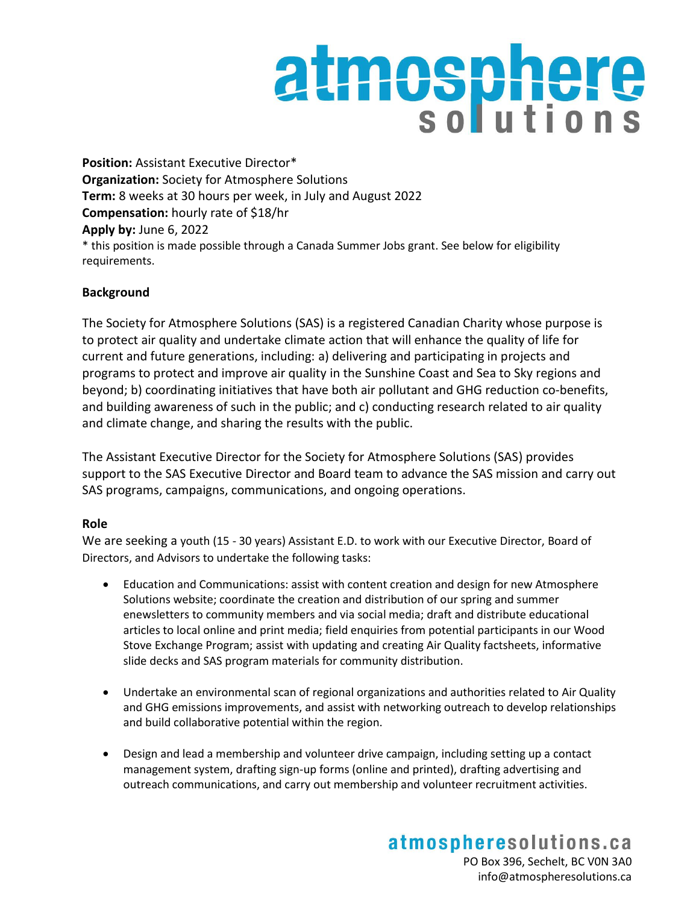**Position:** Assistant Executive Director*
**Organization:** Society for Atmosphere Solutions
**Term:** 8 weeks at 30 hours per week, in July and August 2022
**Compensation:** hourly rate of $18/hr
**Apply by:** June 6, 2022
* this position is made possible through a Canada Summer Jobs grant. See below for eligibility requirements.

## Background

The Society for Atmosphere Solutions (SAS) is a registered Canadian Charity whose purpose is to protect air quality and undertake climate action that will enhance the quality of life for current and future generations, including: a) delivering and participating in projects and programs to protect and improve air quality in the Sunshine Coast and Sea to Sky regions and beyond; b) coordinating initiatives that have both air pollutant and GHG reduction co-benefits, and building awareness of such in the public; and c) conducting research related to air quality and climate change, and sharing the results with the public.

The Assistant Executive Director for the Society for Atmosphere Solutions (SAS) provides support to the SAS Executive Director and Board team to advance the SAS mission and carry out SAS programs, campaigns, communications, and ongoing operations.

## Role

We are seeking a youth (15 - 30 years) Assistant E.D. to work with our Executive Director, Board of Directors, and Advisors to undertake the following tasks:

- Education and Communications: assist with content creation and design for new Atmosphere Solutions website; coordinate the creation and distribution of our spring and summer enewsletters to community members and via social media; draft and distribute educational articles to local online and print media; field enquiries from potential participants in our Wood Stove Exchange Program; assist with updating and creating Air Quality factsheets, informative slide decks and SAS program materials for community distribution.
- Undertake an environmental scan of regional organizations and authorities related to Air Quality and GHG emissions improvements, and assist with networking outreach to develop relationships and build collaborative potential within the region.
- Design and lead a membership and volunteer drive campaign, including setting up a contact management system, drafting sign-up forms (online and printed), drafting advertising and outreach communications, and carry out membership and volunteer recruitment activities.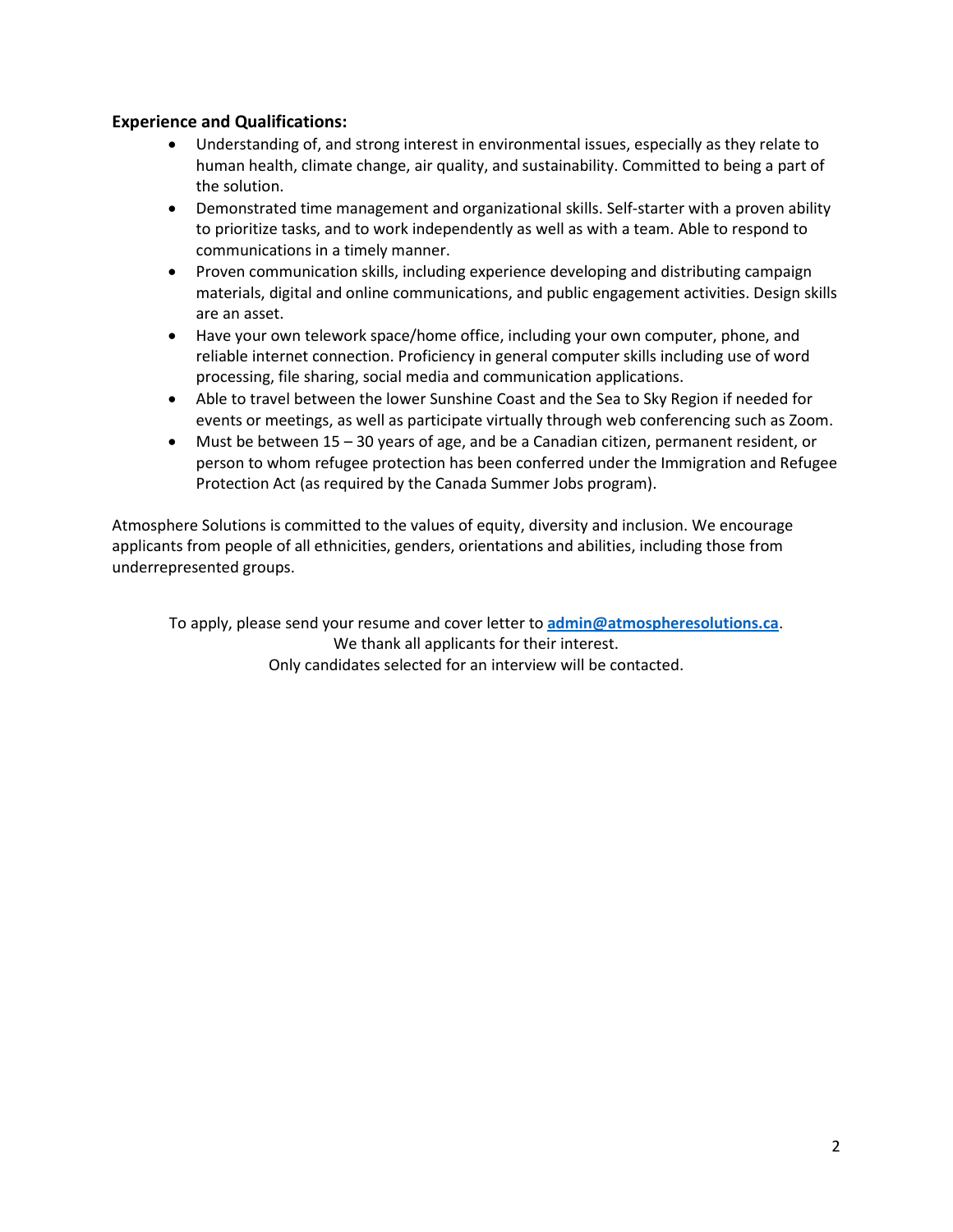**Experience and Qualifications:**

- Understanding of, and strong interest in environmental issues, especially as they relate to human health, climate change, air quality, and sustainability. Committed to being a part of the solution.
- Demonstrated time management and organizational skills. Self-starter with a proven ability to prioritize tasks, and to work independently as well as with a team. Able to respond to communications in a timely manner.
- Proven communication skills, including experience developing and distributing campaign materials, digital and online communications, and public engagement activities. Design skills are an asset.
- Have your own telework space/home office, including your own computer, phone, and reliable internet connection. Proficiency in general computer skills including use of word processing, file sharing, social media and communication applications.
- Able to travel between the lower Sunshine Coast and the Sea to Sky Region if needed for events or meetings, as well as participate virtually through web conferencing such as Zoom.
- Must be between 15 – 30 years of age, and be a Canadian citizen, permanent resident, or person to whom refugee protection has been conferred under the Immigration and Refugee Protection Act (as required by the Canada Summer Jobs program).

Atmosphere Solutions is committed to the values of equity, diversity and inclusion. We encourage applicants from people of all ethnicities, genders, orientations and abilities, including those from underrepresented groups.

To apply, please send your resume and cover letter to **admin@atmospheresolutions.ca**.
We thank all applicants for their interest.
Only candidates selected for an interview will be contacted.